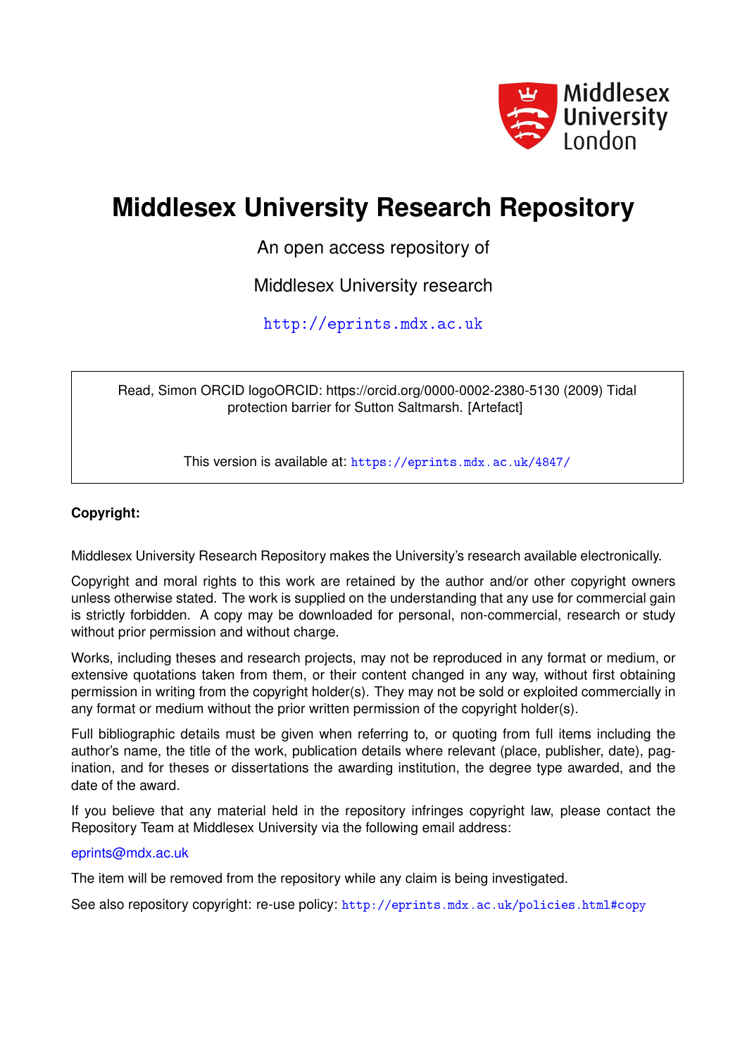Middlesex University London

# Middlesex University Research Repository

An open access repository of

Middlesex University research

http://eprints.mdx.ac.uk

Read, Simon ORCID logoORCID: https://orcid.org/0000-0002-2380-5130 (2009) Tidal protection barrier for Sutton Saltmarsh. [Artefact]

This version is available at: https://eprints.mdx.ac.uk/4847/

**Copyright:**

Middlesex University Research Repository makes the University's research available electronically.

Copyright and moral rights to this work are retained by the author and/or other copyright owners unless otherwise stated. The work is supplied on the understanding that any use for commercial gain is strictly forbidden. A copy may be downloaded for personal, non-commercial, research or study without prior permission and without charge.

Works, including theses and research projects, may not be reproduced in any format or medium, or extensive quotations taken from them, or their content changed in any way, without first obtaining permission in writing from the copyright holder(s). They may not be sold or exploited commercially in any format or medium without the prior written permission of the copyright holder(s).

Full bibliographic details must be given when referring to, or quoting from full items including the author's name, the title of the work, publication details where relevant (place, publisher, date), pagination, and for theses or dissertations the awarding institution, the degree type awarded, and the date of the award.

If you believe that any material held in the repository infringes copyright law, please contact the Repository Team at Middlesex University via the following email address:

eprints@mdx.ac.uk

The item will be removed from the repository while any claim is being investigated.

See also repository copyright: re-use policy: http://eprints.mdx.ac.uk/policies.html#copy